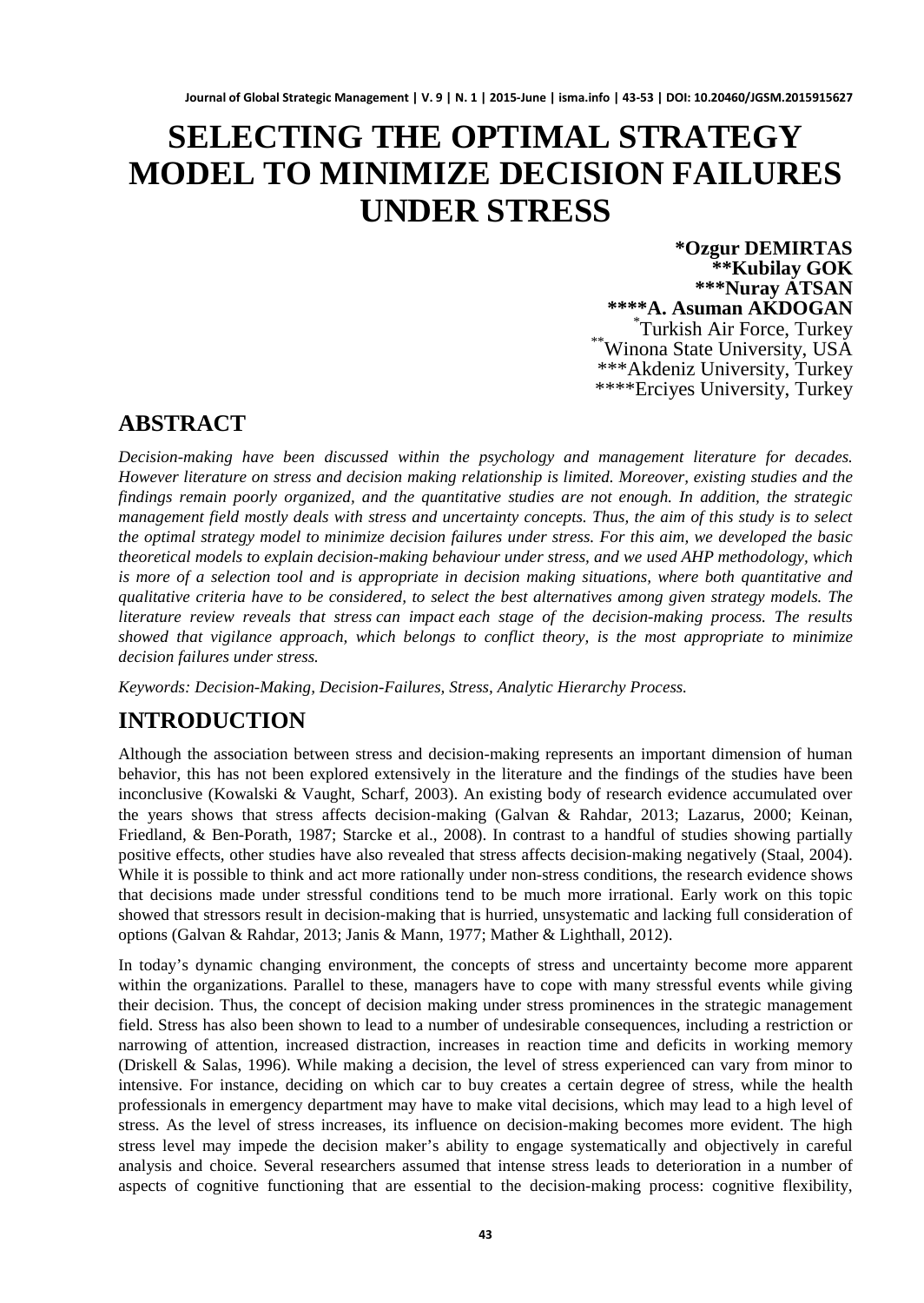# SELECTING THE OPTIMAL STRATEGY MODEL TO MINIMIZE DECISION FAILURES UNDER STRESS

**\*Ozgur DEMIRTAS**
**\*\*Kubilay GOK**
**\*\*\*Nuray ATSAN**
**\*\*\*\*A. Asuman AKDOGAN**

\*Turkish Air Force, Turkey
\*\*Winona State University, USA
\*\*\*Akdeniz University, Turkey
\*\*\*\*Erciyes University, Turkey

## ABSTRACT

*Decision-making have been discussed within the psychology and management literature for decades. However literature on stress and decision making relationship is limited. Moreover, existing studies and the findings remain poorly organized, and the quantitative studies are not enough. In addition, the strategic management field mostly deals with stress and uncertainty concepts. Thus, the aim of this study is to select the optimal strategy model to minimize decision failures under stress. For this aim, we developed the basic theoretical models to explain decision-making behaviour under stress, and we used AHP methodology, which is more of a selection tool and is appropriate in decision making situations, where both quantitative and qualitative criteria have to be considered, to select the best alternatives among given strategy models. The literature review reveals that stress can impact each stage of the decision-making process. The results showed that vigilance approach, which belongs to conflict theory, is the most appropriate to minimize decision failures under stress.*

*Keywords: Decision-Making, Decision-Failures, Stress, Analytic Hierarchy Process.*

## INTRODUCTION

Although the association between stress and decision-making represents an important dimension of human behavior, this has not been explored extensively in the literature and the findings of the studies have been inconclusive (Kowalski & Vaught, Scharf, 2003). An existing body of research evidence accumulated over the years shows that stress affects decision-making (Galvan & Rahdar, 2013; Lazarus, 2000; Keinan, Friedland, & Ben-Porath, 1987; Starcke et al., 2008). In contrast to a handful of studies showing partially positive effects, other studies have also revealed that stress affects decision-making negatively (Staal, 2004). While it is possible to think and act more rationally under non-stress conditions, the research evidence shows that decisions made under stressful conditions tend to be much more irrational. Early work on this topic showed that stressors result in decision-making that is hurried, unsystematic and lacking full consideration of options (Galvan & Rahdar, 2013; Janis & Mann, 1977; Mather & Lighthall, 2012).

In today's dynamic changing environment, the concepts of stress and uncertainty become more apparent within the organizations. Parallel to these, managers have to cope with many stressful events while giving their decision. Thus, the concept of decision making under stress prominences in the strategic management field. Stress has also been shown to lead to a number of undesirable consequences, including a restriction or narrowing of attention, increased distraction, increases in reaction time and deficits in working memory (Driskell & Salas, 1996). While making a decision, the level of stress experienced can vary from minor to intensive. For instance, deciding on which car to buy creates a certain degree of stress, while the health professionals in emergency department may have to make vital decisions, which may lead to a high level of stress. As the level of stress increases, its influence on decision-making becomes more evident. The high stress level may impede the decision maker's ability to engage systematically and objectively in careful analysis and choice. Several researchers assumed that intense stress leads to deterioration in a number of aspects of cognitive functioning that are essential to the decision-making process: cognitive flexibility,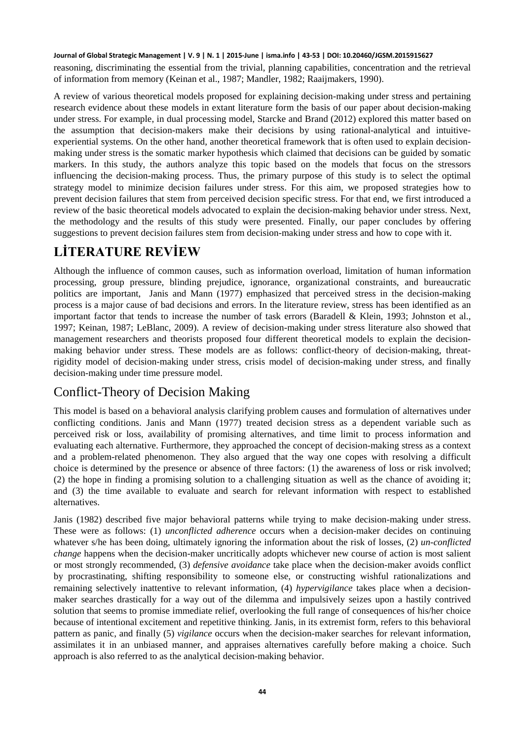reasoning, discriminating the essential from the trivial, planning capabilities, concentration and the retrieval of information from memory (Keinan et al., 1987; Mandler, 1982; Raaijmakers, 1990).

A review of various theoretical models proposed for explaining decision-making under stress and pertaining research evidence about these models in extant literature form the basis of our paper about decision-making under stress. For example, in dual processing model, Starcke and Brand (2012) explored this matter based on the assumption that decision-makers make their decisions by using rational-analytical and intuitive-experiential systems. On the other hand, another theoretical framework that is often used to explain decision-making under stress is the somatic marker hypothesis which claimed that decisions can be guided by somatic markers. In this study, the authors analyze this topic based on the models that focus on the stressors influencing the decision-making process. Thus, the primary purpose of this study is to select the optimal strategy model to minimize decision failures under stress. For this aim, we proposed strategies how to prevent decision failures that stem from perceived decision specific stress. For that end, we first introduced a review of the basic theoretical models advocated to explain the decision-making behavior under stress. Next, the methodology and the results of this study were presented. Finally, our paper concludes by offering suggestions to prevent decision failures stem from decision-making under stress and how to cope with it.

# LİTERATURE REVİEW

Although the influence of common causes, such as information overload, limitation of human information processing, group pressure, blinding prejudice, ignorance, organizational constraints, and bureaucratic politics are important, Janis and Mann (1977) emphasized that perceived stress in the decision-making process is a major cause of bad decisions and errors. In the literature review, stress has been identified as an important factor that tends to increase the number of task errors (Baradell & Klein, 1993; Johnston et al., 1997; Keinan, 1987; LeBlanc, 2009). A review of decision-making under stress literature also showed that management researchers and theorists proposed four different theoretical models to explain the decision-making behavior under stress. These models are as follows: conflict-theory of decision-making, threat-rigidity model of decision-making under stress, crisis model of decision-making under stress, and finally decision-making under time pressure model.

## Conflict-Theory of Decision Making

This model is based on a behavioral analysis clarifying problem causes and formulation of alternatives under conflicting conditions. Janis and Mann (1977) treated decision stress as a dependent variable such as perceived risk or loss, availability of promising alternatives, and time limit to process information and evaluating each alternative. Furthermore, they approached the concept of decision-making stress as a context and a problem-related phenomenon. They also argued that the way one copes with resolving a difficult choice is determined by the presence or absence of three factors: (1) the awareness of loss or risk involved; (2) the hope in finding a promising solution to a challenging situation as well as the chance of avoiding it; and (3) the time available to evaluate and search for relevant information with respect to established alternatives.

Janis (1982) described five major behavioral patterns while trying to make decision-making under stress. These were as follows: (1) *unconflicted adherence* occurs when a decision-maker decides on continuing whatever s/he has been doing, ultimately ignoring the information about the risk of losses, (2) *un-conflicted change* happens when the decision-maker uncritically adopts whichever new course of action is most salient or most strongly recommended, (3) *defensive avoidance* take place when the decision-maker avoids conflict by procrastinating, shifting responsibility to someone else, or constructing wishful rationalizations and remaining selectively inattentive to relevant information, (4) *hypervigilance* takes place when a decision-maker searches drastically for a way out of the dilemma and impulsively seizes upon a hastily contrived solution that seems to promise immediate relief, overlooking the full range of consequences of his/her choice because of intentional excitement and repetitive thinking. Janis, in its extremist form, refers to this behavioral pattern as panic, and finally (5) *vigilance* occurs when the decision-maker searches for relevant information, assimilates it in an unbiased manner, and appraises alternatives carefully before making a choice. Such approach is also referred to as the analytical decision-making behavior.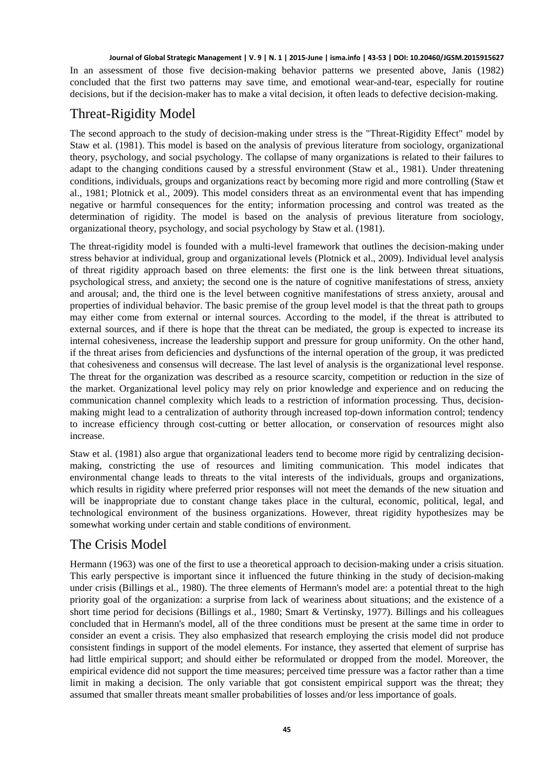In an assessment of those five decision-making behavior patterns we presented above, Janis (1982) concluded that the first two patterns may save time, and emotional wear-and-tear, especially for routine decisions, but if the decision-maker has to make a vital decision, it often leads to defective decision-making.

## Threat-Rigidity Model

The second approach to the study of decision-making under stress is the "Threat-Rigidity Effect" model by Staw et al. (1981). This model is based on the analysis of previous literature from sociology, organizational theory, psychology, and social psychology. The collapse of many organizations is related to their failures to adapt to the changing conditions caused by a stressful environment (Staw et al., 1981). Under threatening conditions, individuals, groups and organizations react by becoming more rigid and more controlling (Staw et al., 1981; Plotnick et al., 2009). This model considers threat as an environmental event that has impending negative or harmful consequences for the entity; information processing and control was treated as the determination of rigidity. The model is based on the analysis of previous literature from sociology, organizational theory, psychology, and social psychology by Staw et al. (1981).

The threat-rigidity model is founded with a multi-level framework that outlines the decision-making under stress behavior at individual, group and organizational levels (Plotnick et al., 2009). Individual level analysis of threat rigidity approach based on three elements: the first one is the link between threat situations, psychological stress, and anxiety; the second one is the nature of cognitive manifestations of stress, anxiety and arousal; and, the third one is the level between cognitive manifestations of stress anxiety, arousal and properties of individual behavior. The basic premise of the group level model is that the threat path to groups may either come from external or internal sources. According to the model, if the threat is attributed to external sources, and if there is hope that the threat can be mediated, the group is expected to increase its internal cohesiveness, increase the leadership support and pressure for group uniformity. On the other hand, if the threat arises from deficiencies and dysfunctions of the internal operation of the group, it was predicted that cohesiveness and consensus will decrease. The last level of analysis is the organizational level response. The threat for the organization was described as a resource scarcity, competition or reduction in the size of the market. Organizational level policy may rely on prior knowledge and experience and on reducing the communication channel complexity which leads to a restriction of information processing. Thus, decision-making might lead to a centralization of authority through increased top-down information control; tendency to increase efficiency through cost-cutting or better allocation, or conservation of resources might also increase.

Staw et al. (1981) also argue that organizational leaders tend to become more rigid by centralizing decision-making, constricting the use of resources and limiting communication. This model indicates that environmental change leads to threats to the vital interests of the individuals, groups and organizations, which results in rigidity where preferred prior responses will not meet the demands of the new situation and will be inappropriate due to constant change takes place in the cultural, economic, political, legal, and technological environment of the business organizations. However, threat rigidity hypothesizes may be somewhat working under certain and stable conditions of environment.

## The Crisis Model

Hermann (1963) was one of the first to use a theoretical approach to decision-making under a crisis situation. This early perspective is important since it influenced the future thinking in the study of decision-making under crisis (Billings et al., 1980). The three elements of Hermann's model are: a potential threat to the high priority goal of the organization: a surprise from lack of weariness about situations; and the existence of a short time period for decisions (Billings et al., 1980; Smart & Vertinsky, 1977). Billings and his colleagues concluded that in Hermann's model, all of the three conditions must be present at the same time in order to consider an event a crisis. They also emphasized that research employing the crisis model did not produce consistent findings in support of the model elements. For instance, they asserted that element of surprise has had little empirical support; and should either be reformulated or dropped from the model. Moreover, the empirical evidence did not support the time measures; perceived time pressure was a factor rather than a time limit in making a decision. The only variable that got consistent empirical support was the threat; they assumed that smaller threats meant smaller probabilities of losses and/or less importance of goals.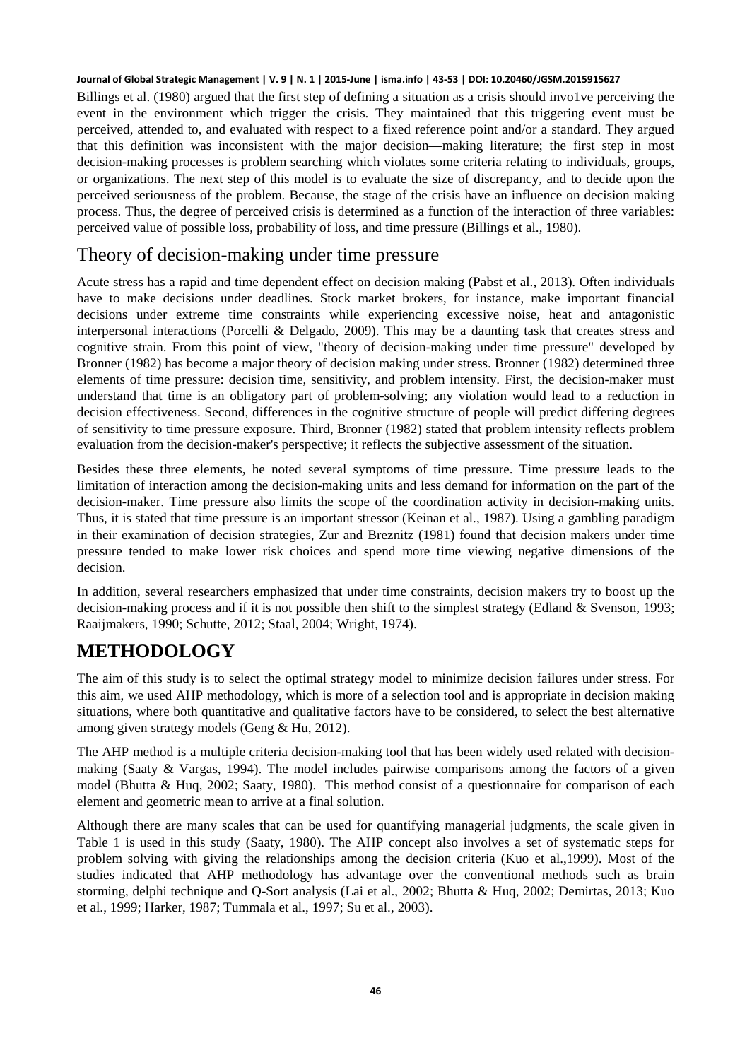Billings et al. (1980) argued that the first step of defining a situation as a crisis should invo1ve perceiving the event in the environment which trigger the crisis. They maintained that this triggering event must be perceived, attended to, and evaluated with respect to a fixed reference point and/or a standard. They argued that this definition was inconsistent with the major decision—making literature; the first step in most decision-making processes is problem searching which violates some criteria relating to individuals, groups, or organizations. The next step of this model is to evaluate the size of discrepancy, and to decide upon the perceived seriousness of the problem. Because, the stage of the crisis have an influence on decision making process. Thus, the degree of perceived crisis is determined as a function of the interaction of three variables: perceived value of possible loss, probability of loss, and time pressure (Billings et al., 1980).

## Theory of decision-making under time pressure

Acute stress has a rapid and time dependent effect on decision making (Pabst et al., 2013). Often individuals have to make decisions under deadlines. Stock market brokers, for instance, make important financial decisions under extreme time constraints while experiencing excessive noise, heat and antagonistic interpersonal interactions (Porcelli & Delgado, 2009). This may be a daunting task that creates stress and cognitive strain. From this point of view, "theory of decision-making under time pressure" developed by Bronner (1982) has become a major theory of decision making under stress. Bronner (1982) determined three elements of time pressure: decision time, sensitivity, and problem intensity. First, the decision-maker must understand that time is an obligatory part of problem-solving; any violation would lead to a reduction in decision effectiveness. Second, differences in the cognitive structure of people will predict differing degrees of sensitivity to time pressure exposure. Third, Bronner (1982) stated that problem intensity reflects problem evaluation from the decision-maker's perspective; it reflects the subjective assessment of the situation.

Besides these three elements, he noted several symptoms of time pressure. Time pressure leads to the limitation of interaction among the decision-making units and less demand for information on the part of the decision-maker. Time pressure also limits the scope of the coordination activity in decision-making units. Thus, it is stated that time pressure is an important stressor (Keinan et al., 1987). Using a gambling paradigm in their examination of decision strategies, Zur and Breznitz (1981) found that decision makers under time pressure tended to make lower risk choices and spend more time viewing negative dimensions of the decision.

In addition, several researchers emphasized that under time constraints, decision makers try to boost up the decision-making process and if it is not possible then shift to the simplest strategy (Edland & Svenson, 1993; Raaijmakers, 1990; Schutte, 2012; Staal, 2004; Wright, 1974).

# METHODOLOGY

The aim of this study is to select the optimal strategy model to minimize decision failures under stress. For this aim, we used AHP methodology, which is more of a selection tool and is appropriate in decision making situations, where both quantitative and qualitative factors have to be considered, to select the best alternative among given strategy models (Geng & Hu, 2012).

The AHP method is a multiple criteria decision-making tool that has been widely used related with decision-making (Saaty & Vargas, 1994). The model includes pairwise comparisons among the factors of a given model (Bhutta & Huq, 2002; Saaty, 1980). This method consist of a questionnaire for comparison of each element and geometric mean to arrive at a final solution.

Although there are many scales that can be used for quantifying managerial judgments, the scale given in Table 1 is used in this study (Saaty, 1980). The AHP concept also involves a set of systematic steps for problem solving with giving the relationships among the decision criteria (Kuo et al.,1999). Most of the studies indicated that AHP methodology has advantage over the conventional methods such as brain storming, delphi technique and Q-Sort analysis (Lai et al., 2002; Bhutta & Huq, 2002; Demirtas, 2013; Kuo et al., 1999; Harker, 1987; Tummala et al., 1997; Su et al., 2003).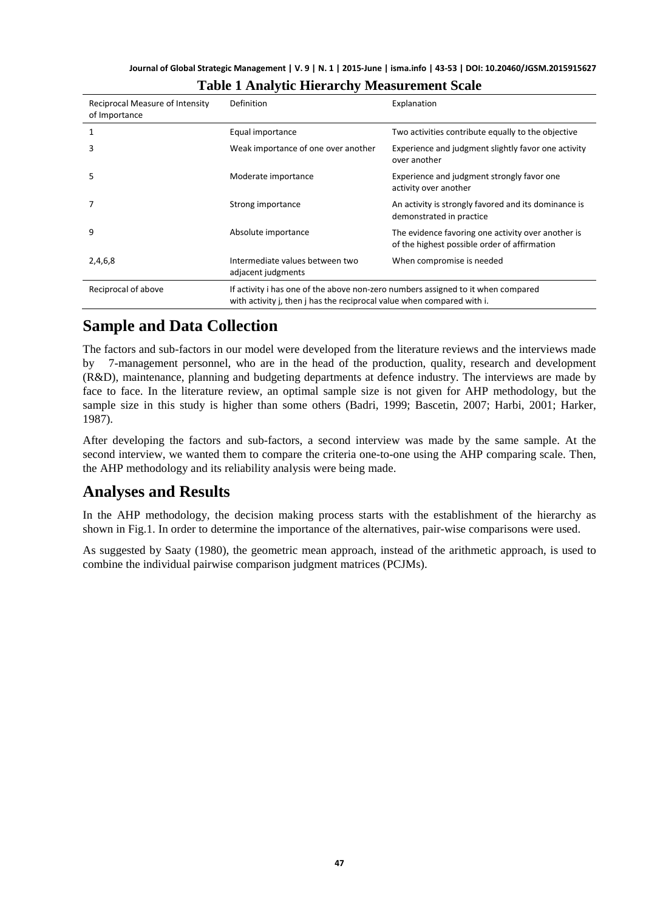**Table 1 Analytic Hierarchy Measurement Scale**

| Reciprocal Measure of Intensity of Importance | Definition | Explanation |
|---|---|---|
| 1 | Equal importance | Two activities contribute equally to the objective |
| 3 | Weak importance of one over another | Experience and judgment slightly favor one activity over another |
| 5 | Moderate importance | Experience and judgment strongly favor one activity over another |
| 7 | Strong importance | An activity is strongly favored and its dominance is demonstrated in practice |
| 9 | Absolute importance | The evidence favoring one activity over another is of the highest possible order of affirmation |
| 2,4,6,8 | Intermediate values between two adjacent judgments | When compromise is needed |
| Reciprocal of above | If activity i has one of the above non-zero numbers assigned to it when compared with activity j, then j has the reciprocal value when compared with i. | |

## Sample and Data Collection

The factors and sub-factors in our model were developed from the literature reviews and the interviews made by 7-management personnel, who are in the head of the production, quality, research and development (R&D), maintenance, planning and budgeting departments at defence industry. The interviews are made by face to face. In the literature review, an optimal sample size is not given for AHP methodology, but the sample size in this study is higher than some others (Badri, 1999; Bascetin, 2007; Harbi, 2001; Harker, 1987).

After developing the factors and sub-factors, a second interview was made by the same sample. At the second interview, we wanted them to compare the criteria one-to-one using the AHP comparing scale. Then, the AHP methodology and its reliability analysis were being made.

## Analyses and Results

In the AHP methodology, the decision making process starts with the establishment of the hierarchy as shown in Fig.1. In order to determine the importance of the alternatives, pair-wise comparisons were used.

As suggested by Saaty (1980), the geometric mean approach, instead of the arithmetic approach, is used to combine the individual pairwise comparison judgment matrices (PCJMs).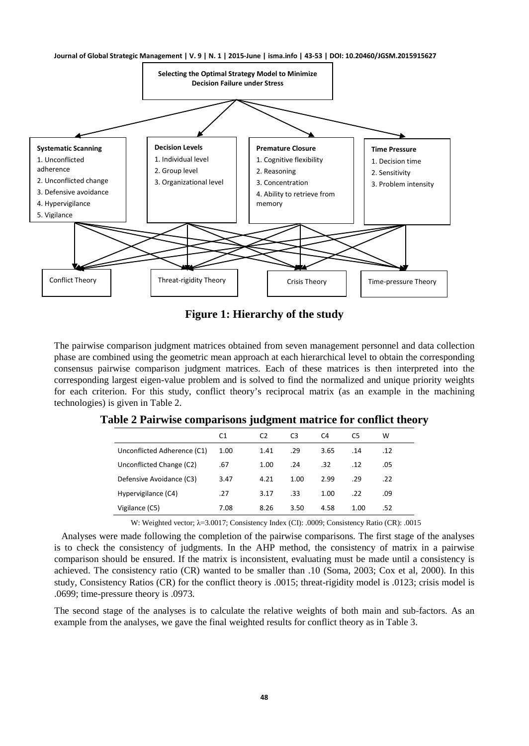Selecting the Optimal Strategy Model to Minimize Decision Failure under Stress

**Systematic Scanning**
1. Unconflicted adherence
2. Unconflicted change
3. Defensive avoidance
4. Hypervigilance
5. Vigilance

**Decision Levels**
1. Individual level
2. Group level
3. Organizational level

**Premature Closure**
1. Cognitive flexibility
2. Reasoning
3. Concentration
4. Ability to retrieve from memory

**Time Pressure**
1. Decision time
2. Sensitivity
3. Problem intensity

Conflict Theory | Threat-rigidity Theory | Crisis Theory | Time-pressure Theory

**Figure 1: Hierarchy of the study**

The pairwise comparison judgment matrices obtained from seven management personnel and data collection phase are combined using the geometric mean approach at each hierarchical level to obtain the corresponding consensus pairwise comparison judgment matrices. Each of these matrices is then interpreted into the corresponding largest eigen-value problem and is solved to find the normalized and unique priority weights for each criterion. For this study, conflict theory's reciprocal matrix (as an example in the machining technologies) is given in Table 2.

**Table 2 Pairwise comparisons judgment matrice for conflict theory**

| | C1 | C2 | C3 | C4 | C5 | W |
|---|---|---|---|---|---|---|
| Unconflicted Adherence (C1) | 1.00 | 1.41 | .29 | 3.65 | .14 | .12 |
| Unconflicted Change (C2) | .67 | 1.00 | .24 | .32 | .12 | .05 |
| Defensive Avoidance (C3) | 3.47 | 4.21 | 1.00 | 2.99 | .29 | .22 |
| Hypervigilance (C4) | .27 | 3.17 | .33 | 1.00 | .22 | .09 |
| Vigilance (C5) | 7.08 | 8.26 | 3.50 | 4.58 | 1.00 | .52 |

W: Weighted vector; $\lambda$=3.0017; Consistency Index (CI): .0009; Consistency Ratio (CR): .0015

Analyses were made following the completion of the pairwise comparisons. The first stage of the analyses is to check the consistency of judgments. In the AHP method, the consistency of matrix in a pairwise comparison should be ensured. If the matrix is inconsistent, evaluating must be made until a consistency is achieved. The consistency ratio (CR) wanted to be smaller than .10 (Soma, 2003; Cox et al, 2000). In this study, Consistency Ratios (CR) for the conflict theory is .0015; threat-rigidity model is .0123; crisis model is .0699; time-pressure theory is .0973.

The second stage of the analyses is to calculate the relative weights of both main and sub-factors. As an example from the analyses, we gave the final weighted results for conflict theory as in Table 3.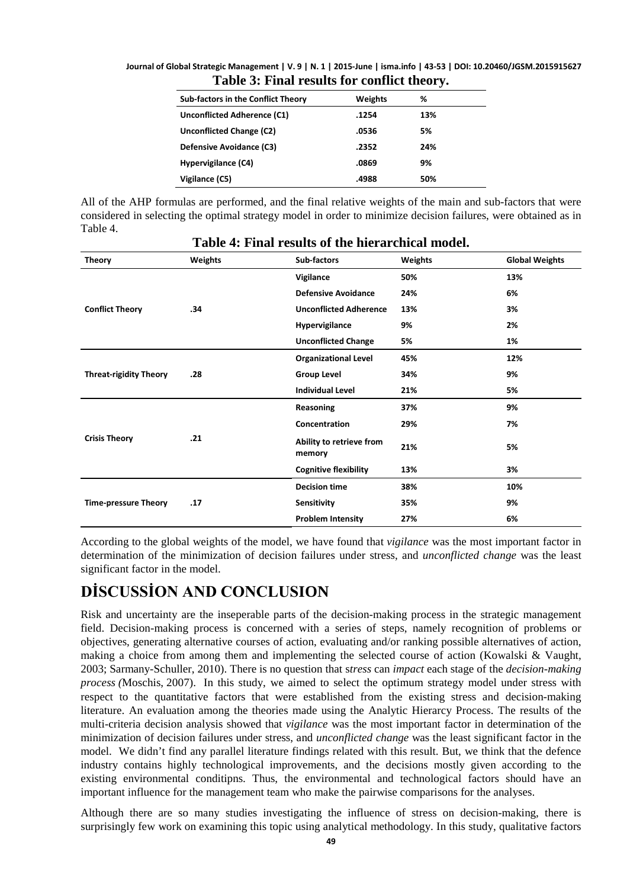**Table 3: Final results for conflict theory.**

| Sub-factors in the Conflict Theory | Weights | % |
|---|---|---|
| Unconflicted Adherence (C1) | .1254 | 13% |
| Unconflicted Change (C2) | .0536 | 5% |
| Defensive Avoidance (C3) | .2352 | 24% |
| Hypervigilance (C4) | .0869 | 9% |
| Vigilance (C5) | .4988 | 50% |

All of the AHP formulas are performed, and the final relative weights of the main and sub-factors that were considered in selecting the optimal strategy model in order to minimize decision failures, were obtained as in Table 4.

**Table 4: Final results of the hierarchical model.**

| Theory | Weights | Sub-factors | Weights | Global Weights |
|---|---|---|---|---|
| Conflict Theory | .34 | Vigilance | 50% | 13% |
| | | Defensive Avoidance | 24% | 6% |
| | | Unconflicted Adherence | 13% | 3% |
| | | Hypervigilance | 9% | 2% |
| | | Unconflicted Change | 5% | 1% |
| Threat-rigidity Theory | .28 | Organizational Level | 45% | 12% |
| | | Group Level | 34% | 9% |
| | | Individual Level | 21% | 5% |
| Crisis Theory | .21 | Reasoning | 37% | 9% |
| | | Concentration | 29% | 7% |
| | | Ability to retrieve from memory | 21% | 5% |
| | | Cognitive flexibility | 13% | 3% |
| Time-pressure Theory | .17 | Decision time | 38% | 10% |
| | | Sensitivity | 35% | 9% |
| | | Problem Intensity | 27% | 6% |

According to the global weights of the model, we have found that *vigilance* was the most important factor in determination of the minimization of decision failures under stress, and *unconflicted change* was the least significant factor in the model.

# DİSCUSSİON AND CONCLUSION

Risk and uncertainty are the inseperable parts of the decision-making process in the strategic management field. Decision-making process is concerned with a series of steps, namely recognition of problems or objectives, generating alternative courses of action, evaluating and/or ranking possible alternatives of action, making a choice from among them and implementing the selected course of action (Kowalski & Vaught, 2003; Sarmany-Schuller, 2010). There is no question that s*tress* can *impact* each stage of the *decision-making process (*Moschis, 2007). In this study, we aimed to select the optimum strategy model under stress with respect to the quantitative factors that were established from the existing stress and decision-making literature. An evaluation among the theories made using the Analytic Hierarcy Process. The results of the multi-criteria decision analysis showed that *vigilance* was the most important factor in determination of the minimization of decision failures under stress, and *unconflicted change* was the least significant factor in the model. We didn't find any parallel literature findings related with this result. But, we think that the defence industry contains highly technological improvements, and the decisions mostly given according to the existing environmental conditipns. Thus, the environmental and technological factors should have an important influence for the management team who make the pairwise comparisons for the analyses.

Although there are so many studies investigating the influence of stress on decision-making, there is surprisingly few work on examining this topic using analytical methodology. In this study, qualitative factors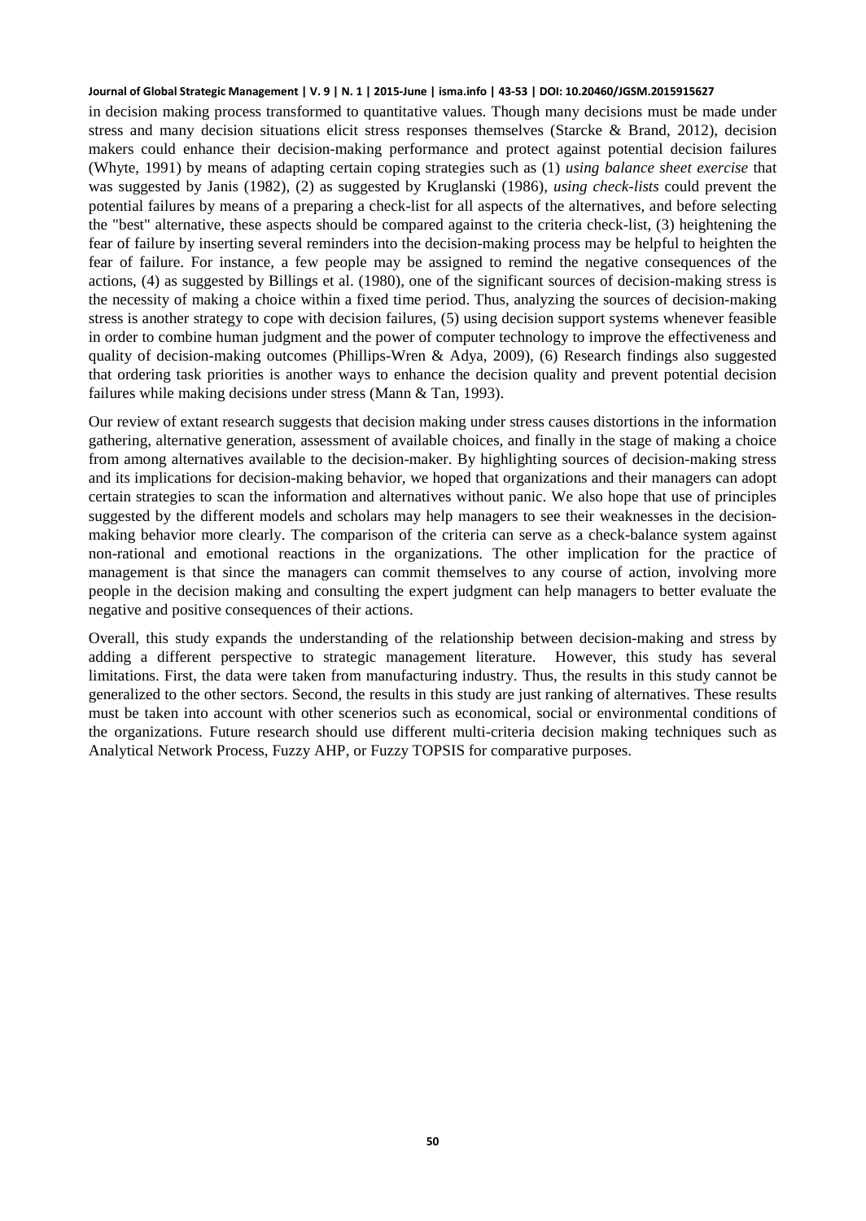in decision making process transformed to quantitative values. Though many decisions must be made under stress and many decision situations elicit stress responses themselves (Starcke & Brand, 2012), decision makers could enhance their decision-making performance and protect against potential decision failures (Whyte, 1991) by means of adapting certain coping strategies such as (1) *using balance sheet exercise* that was suggested by Janis (1982), (2) as suggested by Kruglanski (1986), *using check-lists* could prevent the potential failures by means of a preparing a check-list for all aspects of the alternatives, and before selecting the "best" alternative, these aspects should be compared against to the criteria check-list, (3) heightening the fear of failure by inserting several reminders into the decision-making process may be helpful to heighten the fear of failure. For instance, a few people may be assigned to remind the negative consequences of the actions, (4) as suggested by Billings et al. (1980), one of the significant sources of decision-making stress is the necessity of making a choice within a fixed time period. Thus, analyzing the sources of decision-making stress is another strategy to cope with decision failures, (5) using decision support systems whenever feasible in order to combine human judgment and the power of computer technology to improve the effectiveness and quality of decision-making outcomes (Phillips-Wren & Adya, 2009), (6) Research findings also suggested that ordering task priorities is another ways to enhance the decision quality and prevent potential decision failures while making decisions under stress (Mann & Tan, 1993).

Our review of extant research suggests that decision making under stress causes distortions in the information gathering, alternative generation, assessment of available choices, and finally in the stage of making a choice from among alternatives available to the decision-maker. By highlighting sources of decision-making stress and its implications for decision-making behavior, we hoped that organizations and their managers can adopt certain strategies to scan the information and alternatives without panic. We also hope that use of principles suggested by the different models and scholars may help managers to see their weaknesses in the decision-making behavior more clearly. The comparison of the criteria can serve as a check-balance system against non-rational and emotional reactions in the organizations. The other implication for the practice of management is that since the managers can commit themselves to any course of action, involving more people in the decision making and consulting the expert judgment can help managers to better evaluate the negative and positive consequences of their actions.

Overall, this study expands the understanding of the relationship between decision-making and stress by adding a different perspective to strategic management literature. However, this study has several limitations. First, the data were taken from manufacturing industry. Thus, the results in this study cannot be generalized to the other sectors. Second, the results in this study are just ranking of alternatives. These results must be taken into account with other scenerios such as economical, social or environmental conditions of the organizations. Future research should use different multi-criteria decision making techniques such as Analytical Network Process, Fuzzy AHP, or Fuzzy TOPSIS for comparative purposes.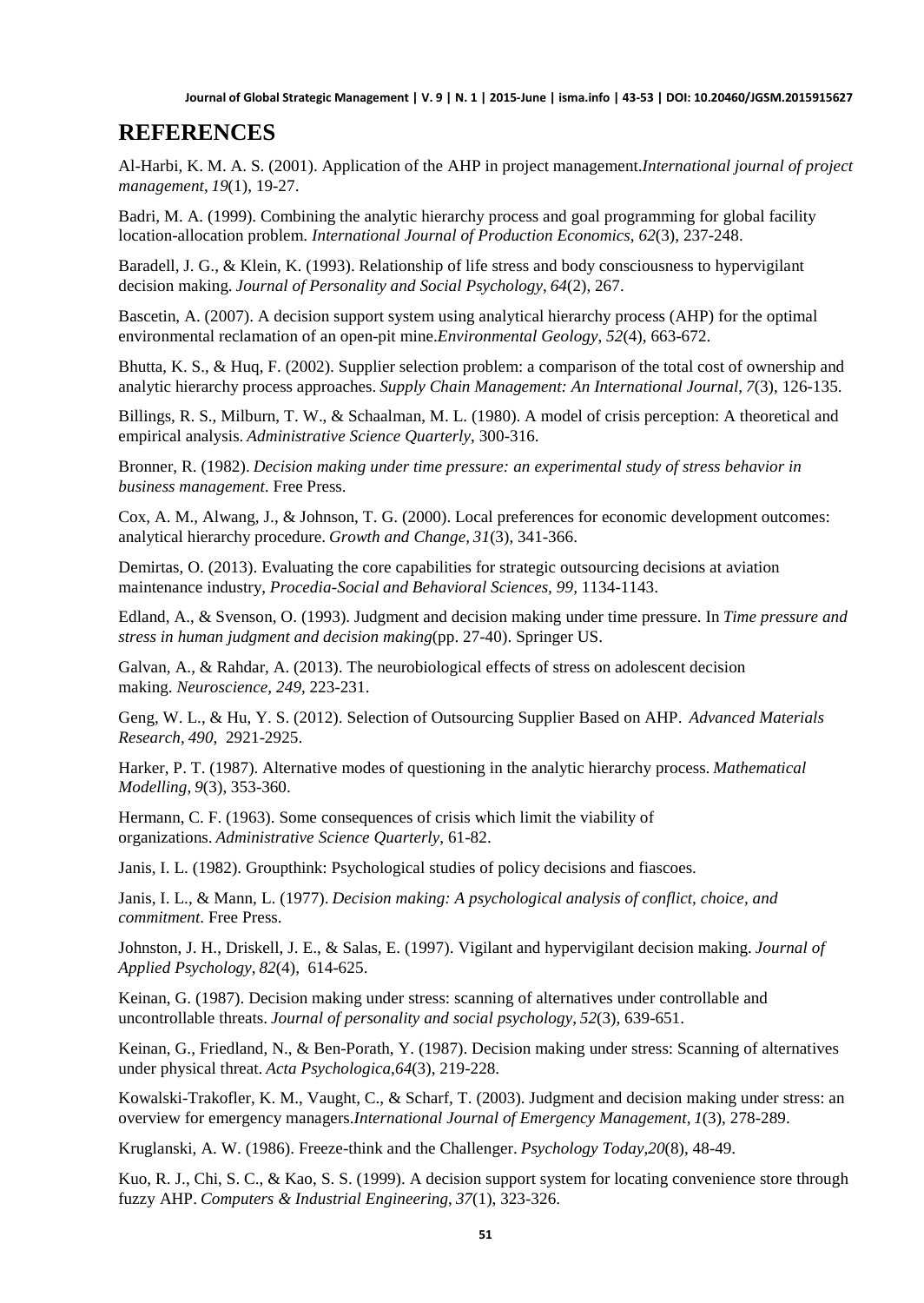# REFERENCES

Al-Harbi, K. M. A. S. (2001). Application of the AHP in project management.*International journal of project management*, *19*(1), 19-27.

Badri, M. A. (1999). Combining the analytic hierarchy process and goal programming for global facility location-allocation problem. *International Journal of Production Economics*, *62*(3), 237-248.

Baradell, J. G., & Klein, K. (1993). Relationship of life stress and body consciousness to hypervigilant decision making. *Journal of Personality and Social Psychology*, *64*(2), 267.

Bascetin, A. (2007). A decision support system using analytical hierarchy process (AHP) for the optimal environmental reclamation of an open-pit mine.*Environmental Geology*, *52*(4), 663-672.

Bhutta, K. S., & Huq, F. (2002). Supplier selection problem: a comparison of the total cost of ownership and analytic hierarchy process approaches. *Supply Chain Management: An International Journal*, *7*(3), 126-135.

Billings, R. S., Milburn, T. W., & Schaalman, M. L. (1980). A model of crisis perception: A theoretical and empirical analysis. *Administrative Science Quarterly*, 300-316.

Bronner, R. (1982). *Decision making under time pressure: an experimental study of stress behavior in business management*. Free Press.

Cox, A. M., Alwang, J., & Johnson, T. G. (2000). Local preferences for economic development outcomes: analytical hierarchy procedure. *Growth and Change*, *31*(3), 341-366.

Demirtas, O. (2013). Evaluating the core capabilities for strategic outsourcing decisions at aviation maintenance industry, *Procedia-Social and Behavioral Sciences, 99,* 1134-1143.

Edland, A., & Svenson, O. (1993). Judgment and decision making under time pressure. In *Time pressure and stress in human judgment and decision making*(pp. 27-40). Springer US.

Galvan, A., & Rahdar, A. (2013). The neurobiological effects of stress on adolescent decision making. *Neuroscience*, *249*, 223-231.

Geng, W. L., & Hu, Y. S. (2012). Selection of Outsourcing Supplier Based on AHP. *Advanced Materials Research*, *490*, 2921-2925.

Harker, P. T. (1987). Alternative modes of questioning in the analytic hierarchy process. *Mathematical Modelling*, *9*(3), 353-360.

Hermann, C. F. (1963). Some consequences of crisis which limit the viability of organizations. *Administrative Science Quarterly*, 61-82.

Janis, I. L. (1982). Groupthink: Psychological studies of policy decisions and fiascoes.

Janis, I. L., & Mann, L. (1977). *Decision making: A psychological analysis of conflict, choice, and commitment*. Free Press.

Johnston, J. H., Driskell, J. E., & Salas, E. (1997). Vigilant and hypervigilant decision making. *Journal of Applied Psychology*, *82*(4), 614-625.

Keinan, G. (1987). Decision making under stress: scanning of alternatives under controllable and uncontrollable threats. *Journal of personality and social psychology*, *52*(3), 639-651.

Keinan, G., Friedland, N., & Ben-Porath, Y. (1987). Decision making under stress: Scanning of alternatives under physical threat. *Acta Psychologica*,*64*(3), 219-228.

Kowalski-Trakofler, K. M., Vaught, C., & Scharf, T. (2003). Judgment and decision making under stress: an overview for emergency managers.*International Journal of Emergency Management*, *1*(3), 278-289.

Kruglanski, A. W. (1986). Freeze-think and the Challenger. *Psychology Today*,*20*(8), 48-49.

Kuo, R. J., Chi, S. C., & Kao, S. S. (1999). A decision support system for locating convenience store through fuzzy AHP. *Computers & Industrial Engineering*, *37*(1), 323-326.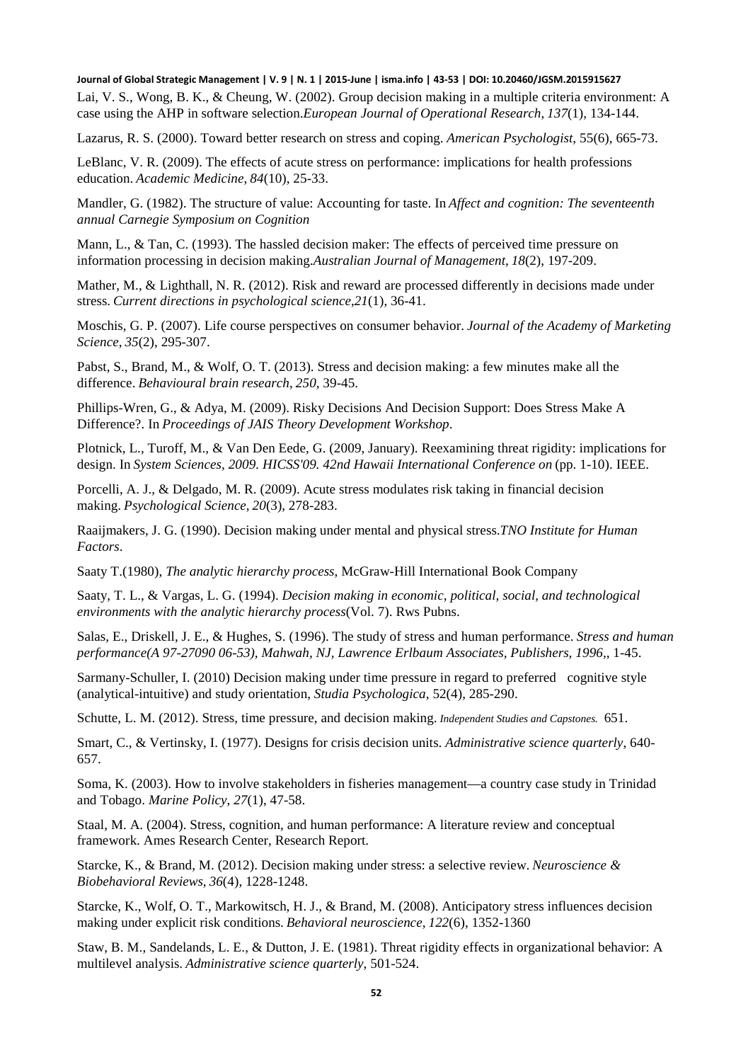Lai, V. S., Wong, B. K., & Cheung, W. (2002). Group decision making in a multiple criteria environment: A case using the AHP in software selection.*European Journal of Operational Research*, *137*(1), 134-144.

Lazarus, R. S. (2000). Toward better research on stress and coping. *American Psychologist*, 55(6), 665-73.

LeBlanc, V. R. (2009). The effects of acute stress on performance: implications for health professions education. *Academic Medicine*, *84*(10), 25-33.

Mandler, G. (1982). The structure of value: Accounting for taste. In *Affect and cognition: The seventeenth annual Carnegie Symposium on Cognition*

Mann, L., & Tan, C. (1993). The hassled decision maker: The effects of perceived time pressure on information processing in decision making.*Australian Journal of Management*, *18*(2), 197-209.

Mather, M., & Lighthall, N. R. (2012). Risk and reward are processed differently in decisions made under stress. *Current directions in psychological science*,*21*(1), 36-41.

Moschis, G. P. (2007). Life course perspectives on consumer behavior. *Journal of the Academy of Marketing Science*, *35*(2), 295-307.

Pabst, S., Brand, M., & Wolf, O. T. (2013). Stress and decision making: a few minutes make all the difference. *Behavioural brain research*, *250*, 39-45.

Phillips-Wren, G., & Adya, M. (2009). Risky Decisions And Decision Support: Does Stress Make A Difference?. In *Proceedings of JAIS Theory Development Workshop*.

Plotnick, L., Turoff, M., & Van Den Eede, G. (2009, January). Reexamining threat rigidity: implications for design. In *System Sciences, 2009. HICSS'09. 42nd Hawaii International Conference on* (pp. 1-10). IEEE.

Porcelli, A. J., & Delgado, M. R. (2009). Acute stress modulates risk taking in financial decision making. *Psychological Science*, *20*(3), 278-283.

Raaijmakers, J. G. (1990). Decision making under mental and physical stress.*TNO Institute for Human Factors*.

Saaty T.(1980), *The analytic hierarchy process*, McGraw-Hill International Book Company

Saaty, T. L., & Vargas, L. G. (1994). *Decision making in economic, political, social, and technological environments with the analytic hierarchy process*(Vol. 7). Rws Pubns.

Salas, E., Driskell, J. E., & Hughes, S. (1996). The study of stress and human performance. *Stress and human performance(A 97-27090 06-53), Mahwah, NJ, Lawrence Erlbaum Associates, Publishers, 1996,*, 1-45.

Sarmany-Schuller, I. (2010) Decision making under time pressure in regard to preferred cognitive style (analytical-intuitive) and study orientation, *Studia Psychologica*, 52(4), 285-290.

Schutte, L. M. (2012). Stress, time pressure, and decision making. *Independent Studies and Capstones.* 651.

Smart, C., & Vertinsky, I. (1977). Designs for crisis decision units. *Administrative science quarterly*, 640-657.

Soma, K. (2003). How to involve stakeholders in fisheries management—a country case study in Trinidad and Tobago. *Marine Policy*, *27*(1), 47-58.

Staal, M. A. (2004). Stress, cognition, and human performance: A literature review and conceptual framework. Ames Research Center, Research Report.

Starcke, K., & Brand, M. (2012). Decision making under stress: a selective review. *Neuroscience & Biobehavioral Reviews*, *36*(4), 1228-1248.

Starcke, K., Wolf, O. T., Markowitsch, H. J., & Brand, M. (2008). Anticipatory stress influences decision making under explicit risk conditions. *Behavioral neuroscience*, *122*(6), 1352-1360

Staw, B. M., Sandelands, L. E., & Dutton, J. E. (1981). Threat rigidity effects in organizational behavior: A multilevel analysis. *Administrative science quarterly*, 501-524.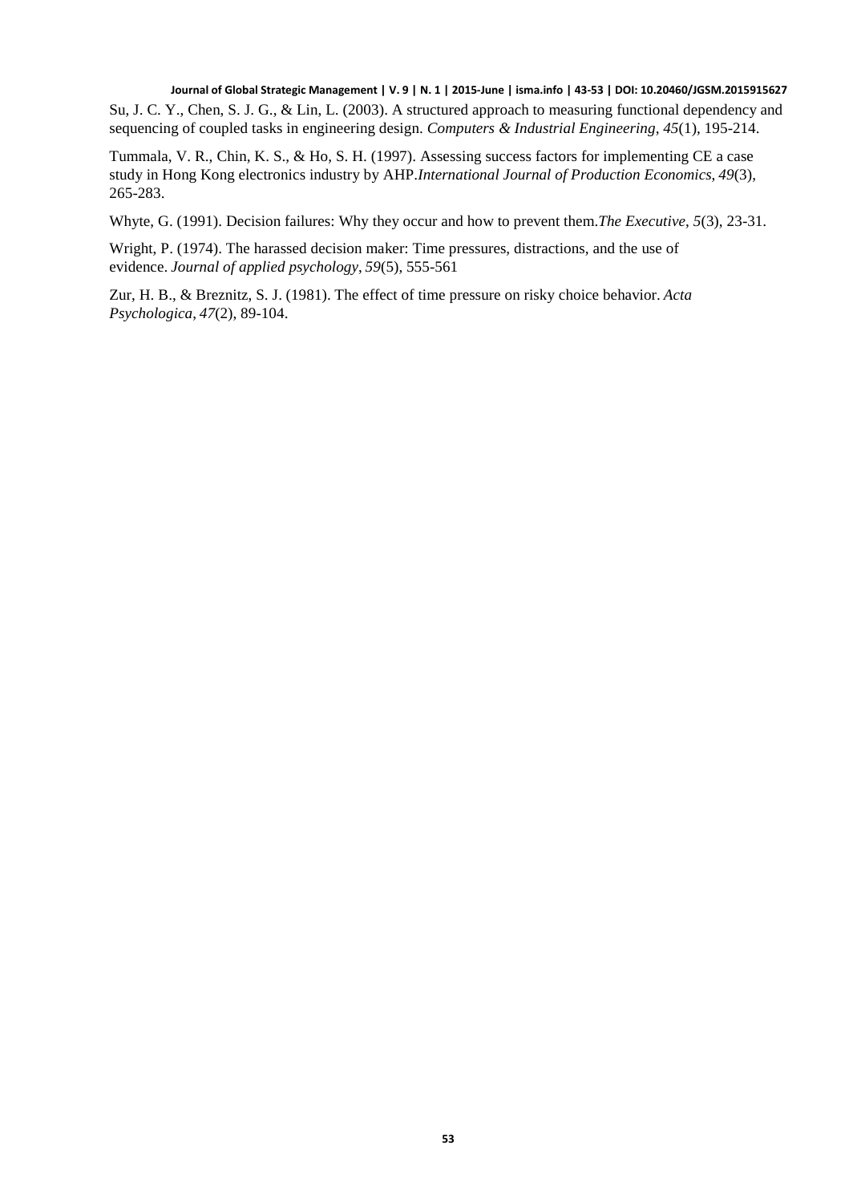Su, J. C. Y., Chen, S. J. G., & Lin, L. (2003). A structured approach to measuring functional dependency and sequencing of coupled tasks in engineering design. *Computers & Industrial Engineering*, *45*(1), 195-214.

Tummala, V. R., Chin, K. S., & Ho, S. H. (1997). Assessing success factors for implementing CE a case study in Hong Kong electronics industry by AHP.*International Journal of Production Economics*, *49*(3), 265-283.

Whyte, G. (1991). Decision failures: Why they occur and how to prevent them.*The Executive*, *5*(3), 23-31.

Wright, P. (1974). The harassed decision maker: Time pressures, distractions, and the use of evidence. *Journal of applied psychology*, *59*(5), 555-561

Zur, H. B., & Breznitz, S. J. (1981). The effect of time pressure on risky choice behavior. *Acta Psychologica*, *47*(2), 89-104.